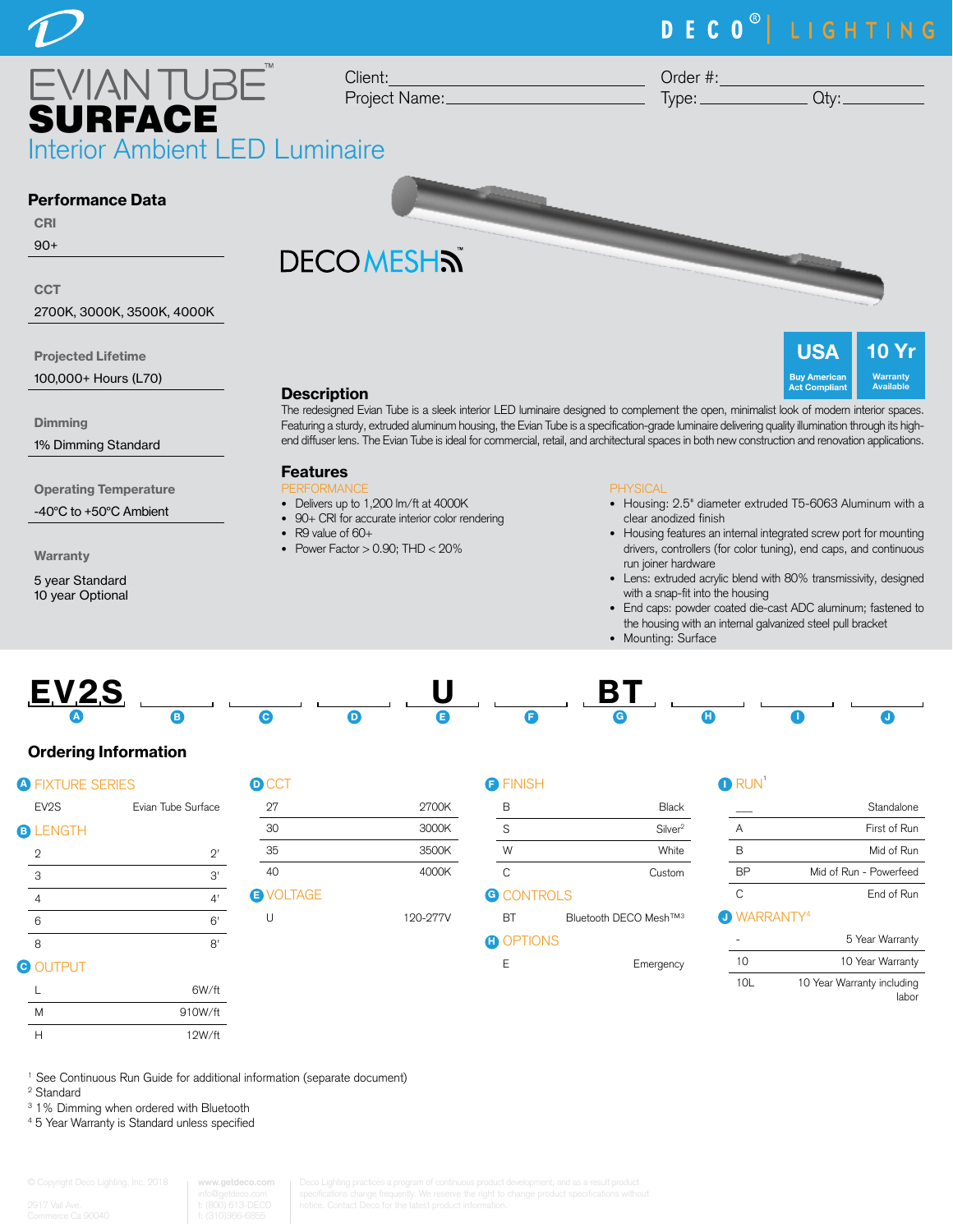# EVIAN TUBE™ SURFACE

## Interior Ambient LED Luminaire

Client: ______________________ Order #: ______________________

Project Name: ______________________ Type: ____________ Qty: ____________

DECO MESH™

USA — Buy American Act Compliant

10 Yr — Warranty Available

### Performance Data

**CRI**
90+

**CCT**
2700K, 3000K, 3500K, 4000K

**Projected Lifetime**
100,000+ Hours (L70)

**Dimming**
1% Dimming Standard

**Operating Temperature**
-40°C to +50°C Ambient

**Warranty**
5 year Standard
10 year Optional

### Description

The redesigned Evian Tube is a sleek interior LED luminaire designed to complement the open, minimalist look of modern interior spaces. Featuring a sturdy, extruded aluminum housing, the Evian Tube is a specification-grade luminaire delivering quality illumination through its high-end diffuser lens. The Evian Tube is ideal for commercial, retail, and architectural spaces in both new construction and renovation applications.

### Features

PERFORMANCE

- Delivers up to 1,200 lm/ft at 4000K
- 90+ CRI for accurate interior color rendering
- R9 value of 60+
- Power Factor > 0.90; THD < 20%

PHYSICAL

- Housing: 2.5" diameter extruded T5-6063 Aluminum with a clear anodized finish
- Housing features an internal integrated screw port for mounting drivers, controllers (for color tuning), end caps, and continuous run joiner hardware
- Lens: extruded acrylic blend with 80% transmissivity, designed with a snap-fit into the housing
- End caps: powder coated die-cast ADC aluminum; fastened to the housing with an internal galvanized steel pull bracket
- Mounting: Surface

| EV2S | ____ | ____ | ____ | U | ____ | BT | ____ | ____ | ____ |
|---|---|---|---|---|---|---|---|---|---|
| A | B | C | D | E | F | G | H | I | J |

### Ordering Information

**A FIXTURE SERIES**

| | |
|---|---|
| EV2S | Evian Tube Surface |

**B LENGTH**

| | |
|---|---|
| 2 | 2' |
| 3 | 3' |
| 4 | 4' |
| 6 | 6' |
| 8 | 8' |

**C OUTPUT**

| | |
|---|---|
| L | 6W/ft |
| M | 910W/ft |
| H | 12W/ft |

**D CCT**

| | |
|---|---|
| 27 | 2700K |
| 30 | 3000K |
| 35 | 3500K |
| 40 | 4000K |

**E VOLTAGE**

| | |
|---|---|
| U | 120-277V |

**F FINISH**

| | |
|---|---|
| B | Black |
| S | Silver[2] |
| W | White |
| C | Custom |

**G CONTROLS**

| | |
|---|---|
| BT | Bluetooth DECO Mesh™[3] |

**H OPTIONS**

| | |
|---|---|
| E | Emergency |

**I RUN[1]**

| | |
|---|---|
| ___ | Standalone |
| A | First of Run |
| B | Mid of Run |
| BP | Mid of Run - Powerfeed |
| C | End of Run |

**J WARRANTY[4]**

| | |
|---|---|
| - | 5 Year Warranty |
| 10 | 10 Year Warranty |
| 10L | 10 Year Warranty including labor |

[1] See Continuous Run Guide for additional information (separate document)
[2] Standard
[3] 1% Dimming when ordered with Bluetooth
[4] 5 Year Warranty is Standard unless specified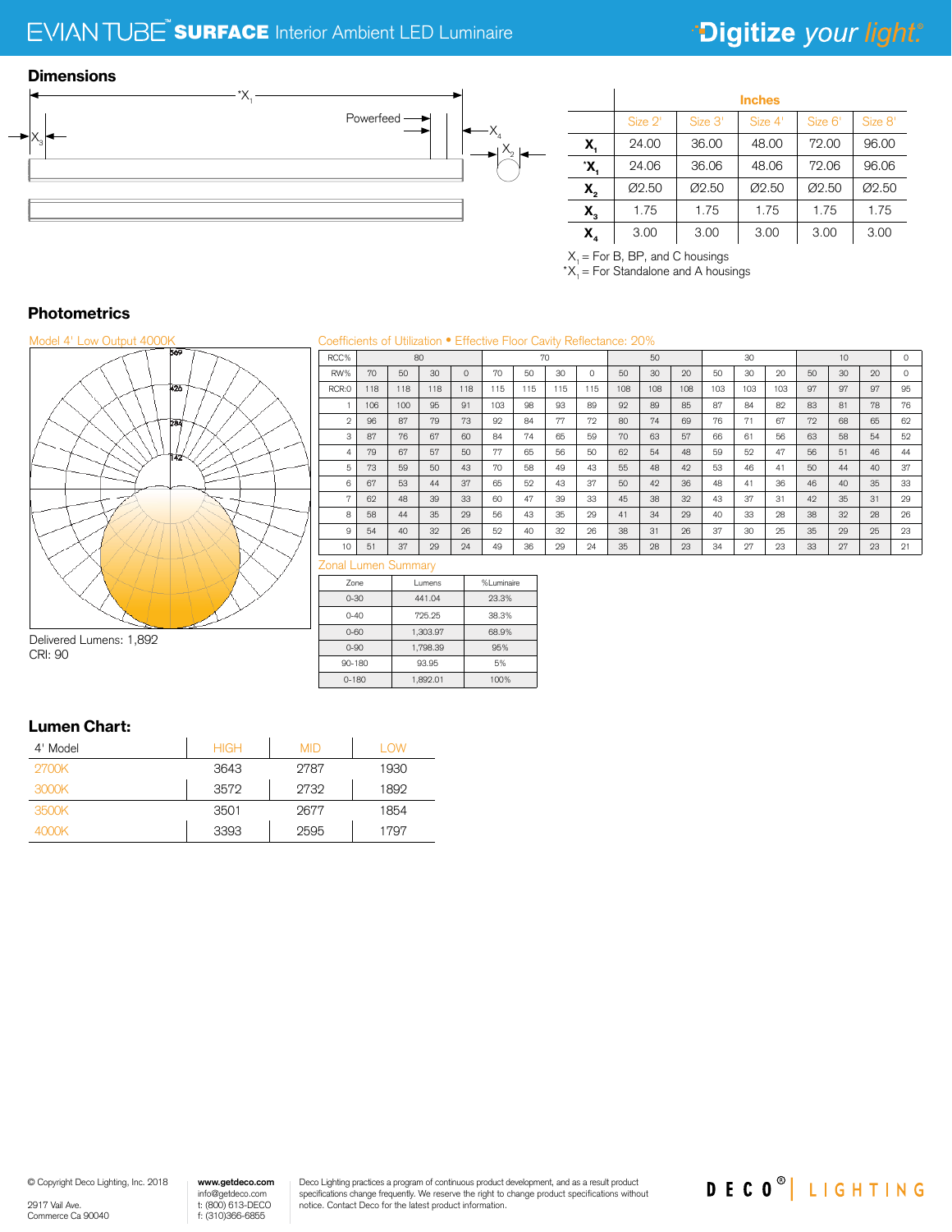EVIAN TUBE™ **SURFACE** Interior Ambient LED Luminaire

## Dimensions

*X1
Powerfeed
X3
X4
X2

| | Inches | | | | |
|---|---|---|---|---|---|
| | Size 2' | Size 3' | Size 4' | Size 6' | Size 8' |
| $X_1$ | 24.00 | 36.00 | 48.00 | 72.00 | 96.00 |
| *$X_1$ | 24.06 | 36.06 | 48.06 | 72.06 | 96.06 |
| $X_2$ | Ø2.50 | Ø2.50 | Ø2.50 | Ø2.50 | Ø2.50 |
| $X_3$ | 1.75 | 1.75 | 1.75 | 1.75 | 1.75 |
| $X_4$ | 3.00 | 3.00 | 3.00 | 3.00 | 3.00 |

$X_1$ = For B, BP, and C housings
*$X_1$ = For Standalone and A housings

## Photometrics

Model 4' Low Output 4000K

569
426
284
142

Delivered Lumens: 1,892
CRI: 90

Coefficients of Utilization • Effective Floor Cavity Reflectance: 20%

| RCC% | 80 | | | | 70 | | | | 50 | | | 30 | | | 10 | | | 0 |
|---|---|---|---|---|---|---|---|---|---|---|---|---|---|---|---|---|---|---|
| RW% | 70 | 50 | 30 | 0 | 70 | 50 | 30 | 0 | 50 | 30 | 20 | 50 | 30 | 20 | 50 | 30 | 20 | 0 |
| RCR:0 | 118 | 118 | 118 | 118 | 115 | 115 | 115 | 115 | 108 | 108 | 108 | 103 | 103 | 103 | 97 | 97 | 97 | 95 |
| 1 | 106 | 100 | 95 | 91 | 103 | 98 | 93 | 89 | 92 | 89 | 85 | 87 | 84 | 82 | 83 | 81 | 78 | 76 |
| 2 | 96 | 87 | 79 | 73 | 92 | 84 | 77 | 72 | 80 | 74 | 69 | 76 | 71 | 67 | 72 | 68 | 65 | 62 |
| 3 | 87 | 76 | 67 | 60 | 84 | 74 | 65 | 59 | 70 | 63 | 57 | 66 | 61 | 56 | 63 | 58 | 54 | 52 |
| 4 | 79 | 67 | 57 | 50 | 77 | 65 | 56 | 50 | 62 | 54 | 48 | 59 | 52 | 47 | 56 | 51 | 46 | 44 |
| 5 | 73 | 59 | 50 | 43 | 70 | 58 | 49 | 43 | 55 | 48 | 42 | 53 | 46 | 41 | 50 | 44 | 40 | 37 |
| 6 | 67 | 53 | 44 | 37 | 65 | 52 | 43 | 37 | 50 | 42 | 36 | 48 | 41 | 36 | 46 | 40 | 35 | 33 |
| 7 | 62 | 48 | 39 | 33 | 60 | 47 | 39 | 33 | 45 | 38 | 32 | 43 | 37 | 31 | 42 | 35 | 31 | 29 |
| 8 | 58 | 44 | 35 | 29 | 56 | 43 | 35 | 29 | 41 | 34 | 29 | 40 | 33 | 28 | 38 | 32 | 28 | 26 |
| 9 | 54 | 40 | 32 | 26 | 52 | 40 | 32 | 26 | 38 | 31 | 26 | 37 | 30 | 25 | 35 | 29 | 25 | 23 |
| 10 | 51 | 37 | 29 | 24 | 49 | 36 | 29 | 24 | 35 | 28 | 23 | 34 | 27 | 23 | 33 | 27 | 23 | 21 |

Zonal Lumen Summary

| Zone | Lumens | %Luminaire |
|---|---|---|
| 0-30 | 441.04 | 23.3% |
| 0-40 | 725.25 | 38.3% |
| 0-60 | 1,303.97 | 68.9% |
| 0-90 | 1,798.39 | 95% |
| 90-180 | 93.95 | 5% |
| 0-180 | 1,892.01 | 100% |

## Lumen Chart:

| 4' Model | HIGH | MID | LOW |
|---|---|---|---|
| 2700K | 3643 | 2787 | 1930 |
| 3000K | 3572 | 2732 | 1892 |
| 3500K | 3501 | 2677 | 1854 |
| 4000K | 3393 | 2595 | 1797 |

© Copyright Deco Lighting, Inc. 2018
2917 Vail Ave.
Commerce Ca 90040

**www.getdeco.com**
info@getdeco.com
t: (800) 613-DECO
f: (310)366-6855

Deco Lighting practices a program of continuous product development, and as a result product specifications change frequently. We reserve the right to change product specifications without notice. Contact Deco for the latest product information.